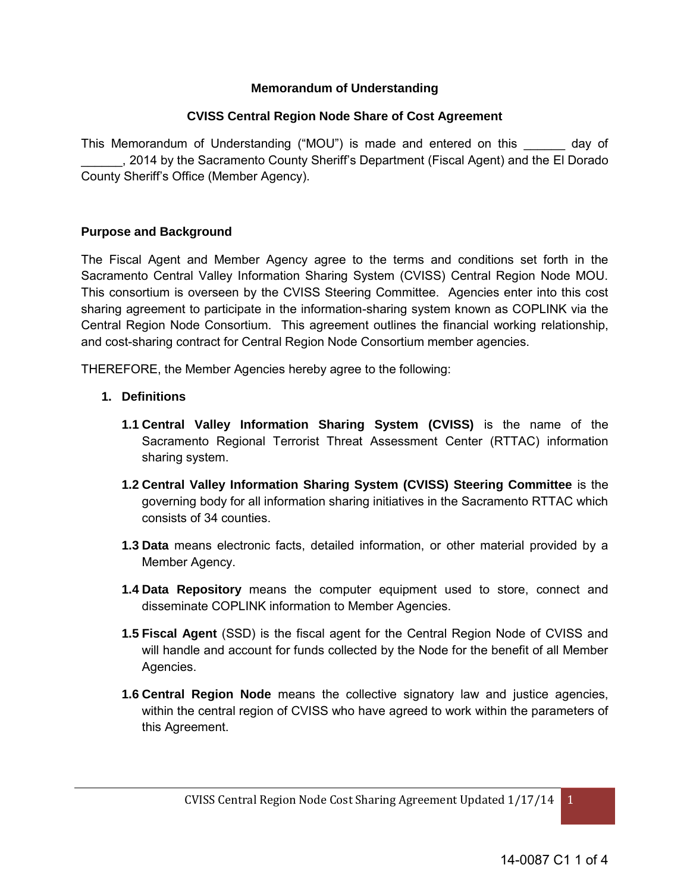**Memorandum of Understanding**

**CVISS Central Region Node Share of Cost Agreement**

This Memorandum of Understanding ("MOU") is made and entered on this ______ day of ______, 2014 by the Sacramento County Sheriff's Department (Fiscal Agent) and the El Dorado County Sheriff's Office (Member Agency).

**Purpose and Background**

The Fiscal Agent and Member Agency agree to the terms and conditions set forth in the Sacramento Central Valley Information Sharing System (CVISS) Central Region Node MOU. This consortium is overseen by the CVISS Steering Committee. Agencies enter into this cost sharing agreement to participate in the information-sharing system known as COPLINK via the Central Region Node Consortium. This agreement outlines the financial working relationship, and cost-sharing contract for Central Region Node Consortium member agencies.

THEREFORE, the Member Agencies hereby agree to the following:

1. **Definitions**

    **1.1 Central Valley Information Sharing System (CVISS)** is the name of the Sacramento Regional Terrorist Threat Assessment Center (RTTAC) information sharing system.

    **1.2 Central Valley Information Sharing System (CVISS) Steering Committee** is the governing body for all information sharing initiatives in the Sacramento RTTAC which consists of 34 counties.

    **1.3 Data** means electronic facts, detailed information, or other material provided by a Member Agency.

    **1.4 Data Repository** means the computer equipment used to store, connect and disseminate COPLINK information to Member Agencies.

    **1.5 Fiscal Agent** (SSD) is the fiscal agent for the Central Region Node of CVISS and will handle and account for funds collected by the Node for the benefit of all Member Agencies.

    **1.6 Central Region Node** means the collective signatory law and justice agencies, within the central region of CVISS who have agreed to work within the parameters of this Agreement.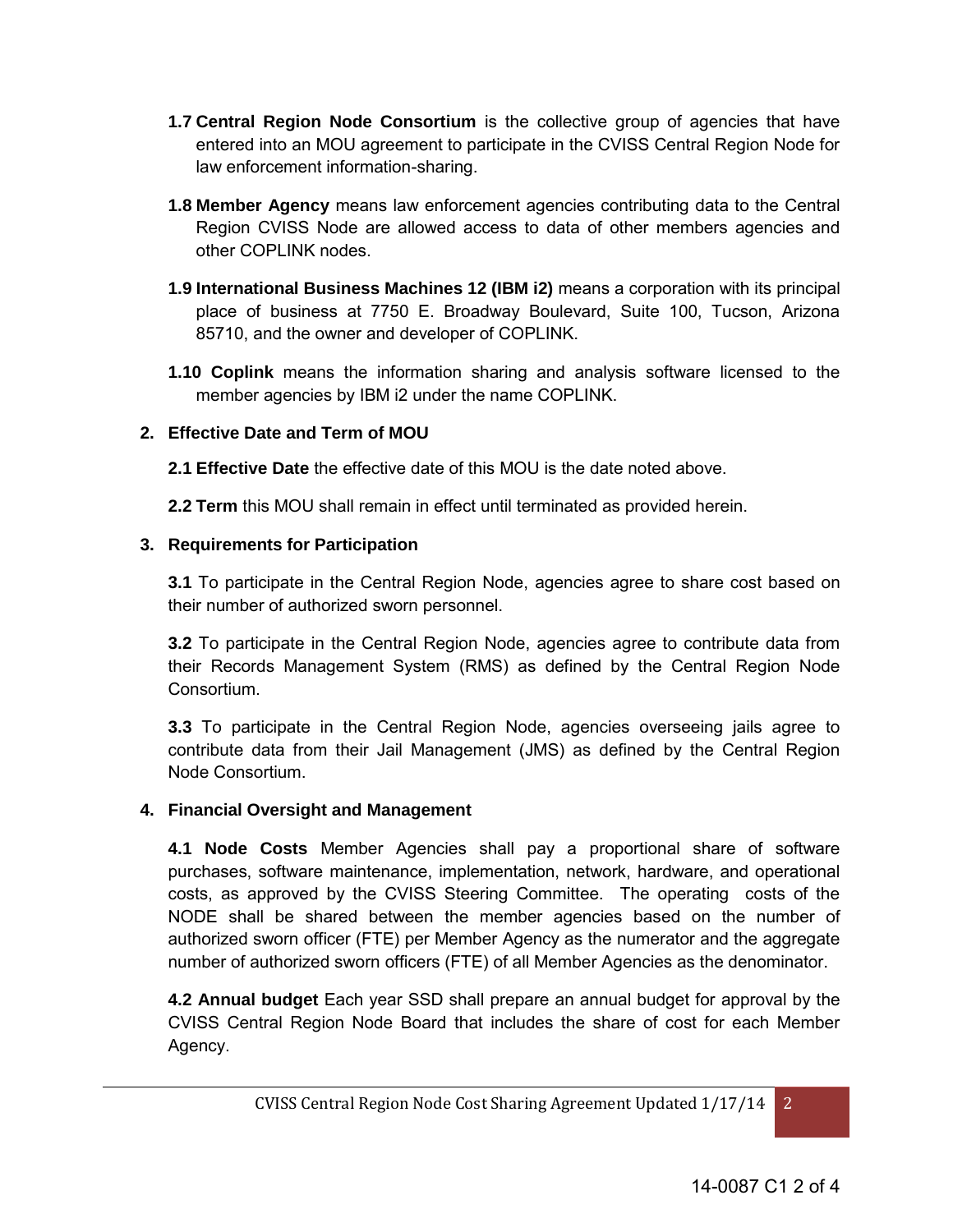**1.7 Central Region Node Consortium** is the collective group of agencies that have entered into an MOU agreement to participate in the CVISS Central Region Node for law enforcement information-sharing.

**1.8 Member Agency** means law enforcement agencies contributing data to the Central Region CVISS Node are allowed access to data of other members agencies and other COPLINK nodes.

**1.9 International Business Machines 12 (IBM i2)** means a corporation with its principal place of business at 7750 E. Broadway Boulevard, Suite 100, Tucson, Arizona 85710, and the owner and developer of COPLINK.

**1.10 Coplink** means the information sharing and analysis software licensed to the member agencies by IBM i2 under the name COPLINK.

## 2. Effective Date and Term of MOU

**2.1 Effective Date** the effective date of this MOU is the date noted above.

**2.2 Term** this MOU shall remain in effect until terminated as provided herein.

## 3. Requirements for Participation

**3.1** To participate in the Central Region Node, agencies agree to share cost based on their number of authorized sworn personnel.

**3.2** To participate in the Central Region Node, agencies agree to contribute data from their Records Management System (RMS) as defined by the Central Region Node Consortium.

**3.3** To participate in the Central Region Node, agencies overseeing jails agree to contribute data from their Jail Management (JMS) as defined by the Central Region Node Consortium.

## 4. Financial Oversight and Management

**4.1 Node Costs** Member Agencies shall pay a proportional share of software purchases, software maintenance, implementation, network, hardware, and operational costs, as approved by the CVISS Steering Committee. The operating costs of the NODE shall be shared between the member agencies based on the number of authorized sworn officer (FTE) per Member Agency as the numerator and the aggregate number of authorized sworn officers (FTE) of all Member Agencies as the denominator.

**4.2 Annual budget** Each year SSD shall prepare an annual budget for approval by the CVISS Central Region Node Board that includes the share of cost for each Member Agency.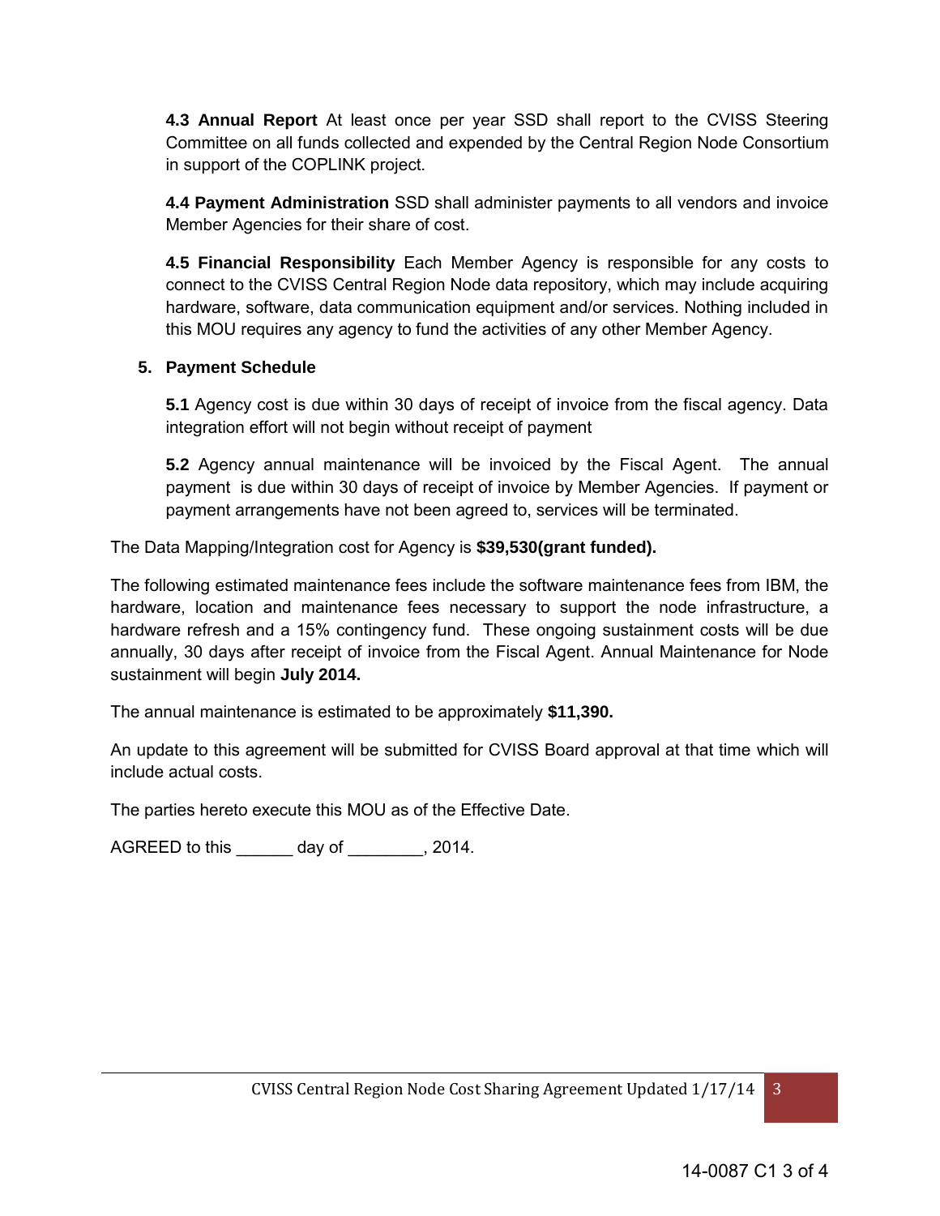**4.3 Annual Report** At least once per year SSD shall report to the CVISS Steering Committee on all funds collected and expended by the Central Region Node Consortium in support of the COPLINK project.

**4.4 Payment Administration** SSD shall administer payments to all vendors and invoice Member Agencies for their share of cost.

**4.5 Financial Responsibility** Each Member Agency is responsible for any costs to connect to the CVISS Central Region Node data repository, which may include acquiring hardware, software, data communication equipment and/or services. Nothing included in this MOU requires any agency to fund the activities of any other Member Agency.

## 5. Payment Schedule

**5.1** Agency cost is due within 30 days of receipt of invoice from the fiscal agency. Data integration effort will not begin without receipt of payment

**5.2** Agency annual maintenance will be invoiced by the Fiscal Agent. The annual payment is due within 30 days of receipt of invoice by Member Agencies. If payment or payment arrangements have not been agreed to, services will be terminated.

The Data Mapping/Integration cost for Agency is **$39,530(grant funded).**

The following estimated maintenance fees include the software maintenance fees from IBM, the hardware, location and maintenance fees necessary to support the node infrastructure, a hardware refresh and a 15% contingency fund. These ongoing sustainment costs will be due annually, 30 days after receipt of invoice from the Fiscal Agent. Annual Maintenance for Node sustainment will begin **July 2014.**

The annual maintenance is estimated to be approximately **$11,390.**

An update to this agreement will be submitted for CVISS Board approval at that time which will include actual costs.

The parties hereto execute this MOU as of the Effective Date.

AGREED to this ______ day of ________, 2014.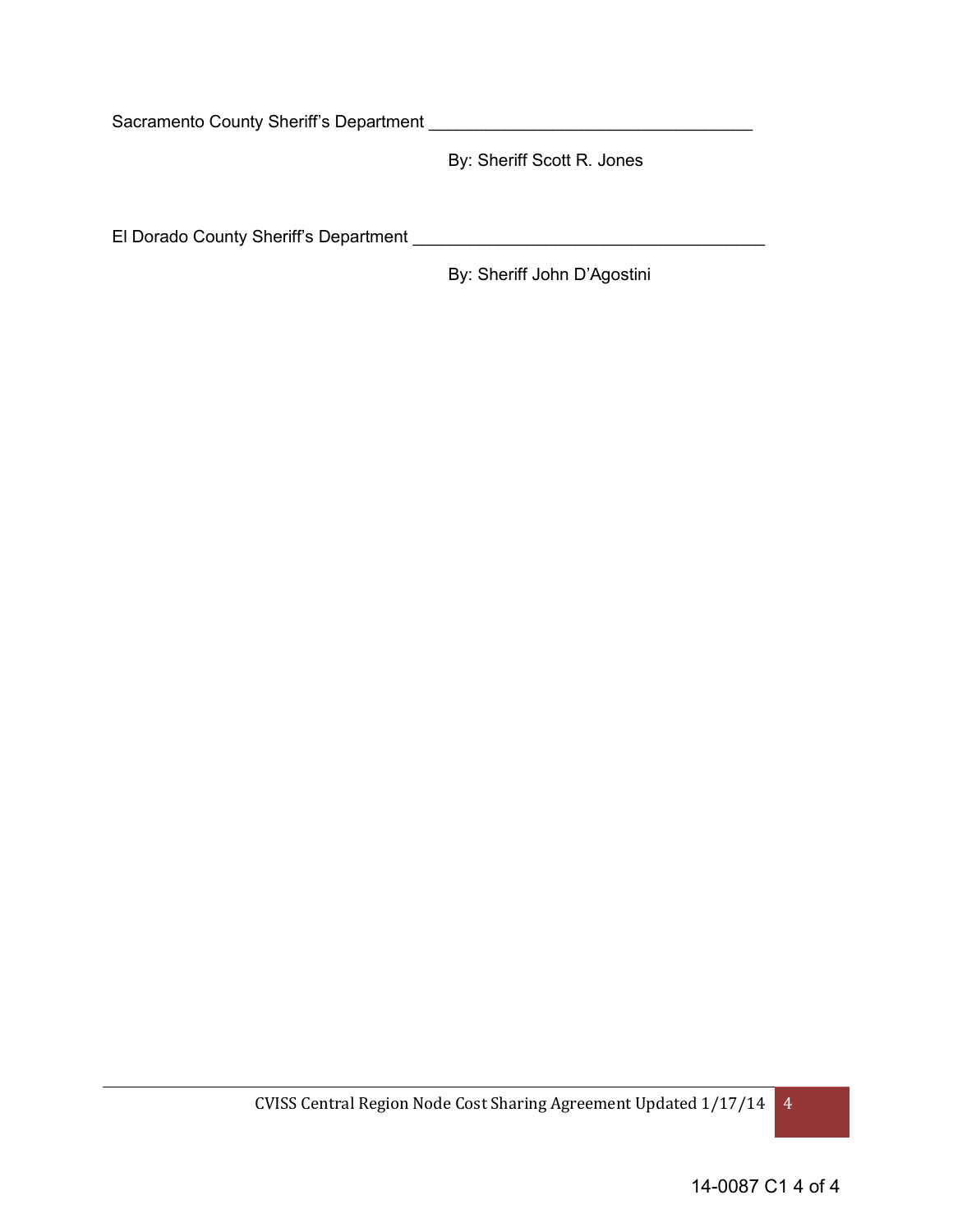Sacramento County Sheriff's Department ___________________________________

By: Sheriff Scott R. Jones

El Dorado County Sheriff's Department ______________________________________

By: Sheriff John D'Agostini